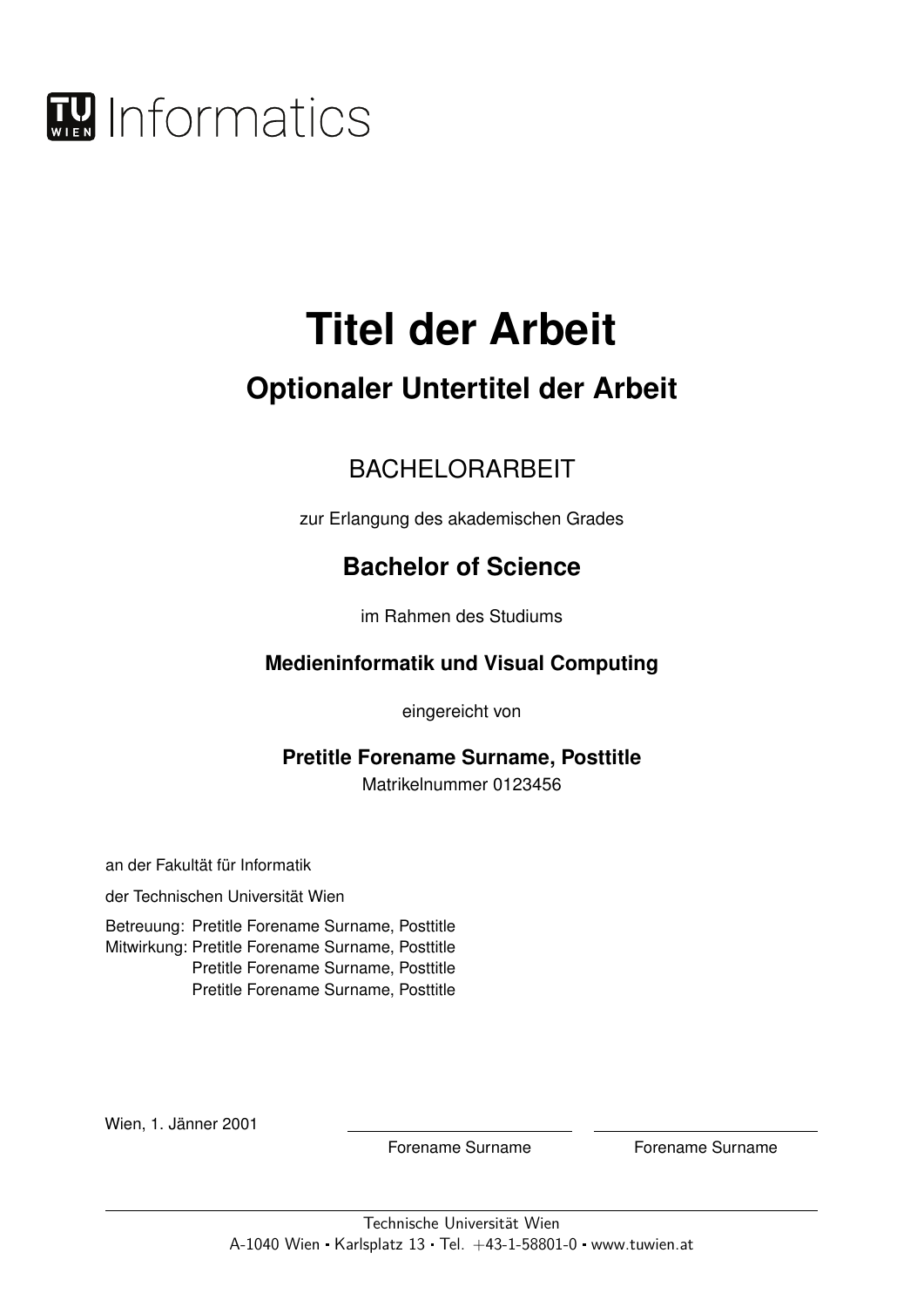Informatics

# Titel der Arbeit

## Optionaler Untertitel der Arbeit

BACHELORARBEIT

zur Erlangung des akademischen Grades

**Bachelor of Science**

im Rahmen des Studiums

**Medieninformatik und Visual Computing**

eingereicht von

**Pretitle Forename Surname, Posttitle**
Matrikelnummer 0123456

an der Fakultät für Informatik

der Technischen Universität Wien

Betreuung: Pretitle Forename Surname, Posttitle
Mitwirkung: Pretitle Forename Surname, Posttitle
Pretitle Forename Surname, Posttitle
Pretitle Forename Surname, Posttitle

Wien, 1. Jänner 2001

Forename Surname

Forename Surname

Technische Universität Wien
A-1040 Wien ▪ Karlsplatz 13 ▪ Tel. +43-1-58801-0 ▪ www.tuwien.at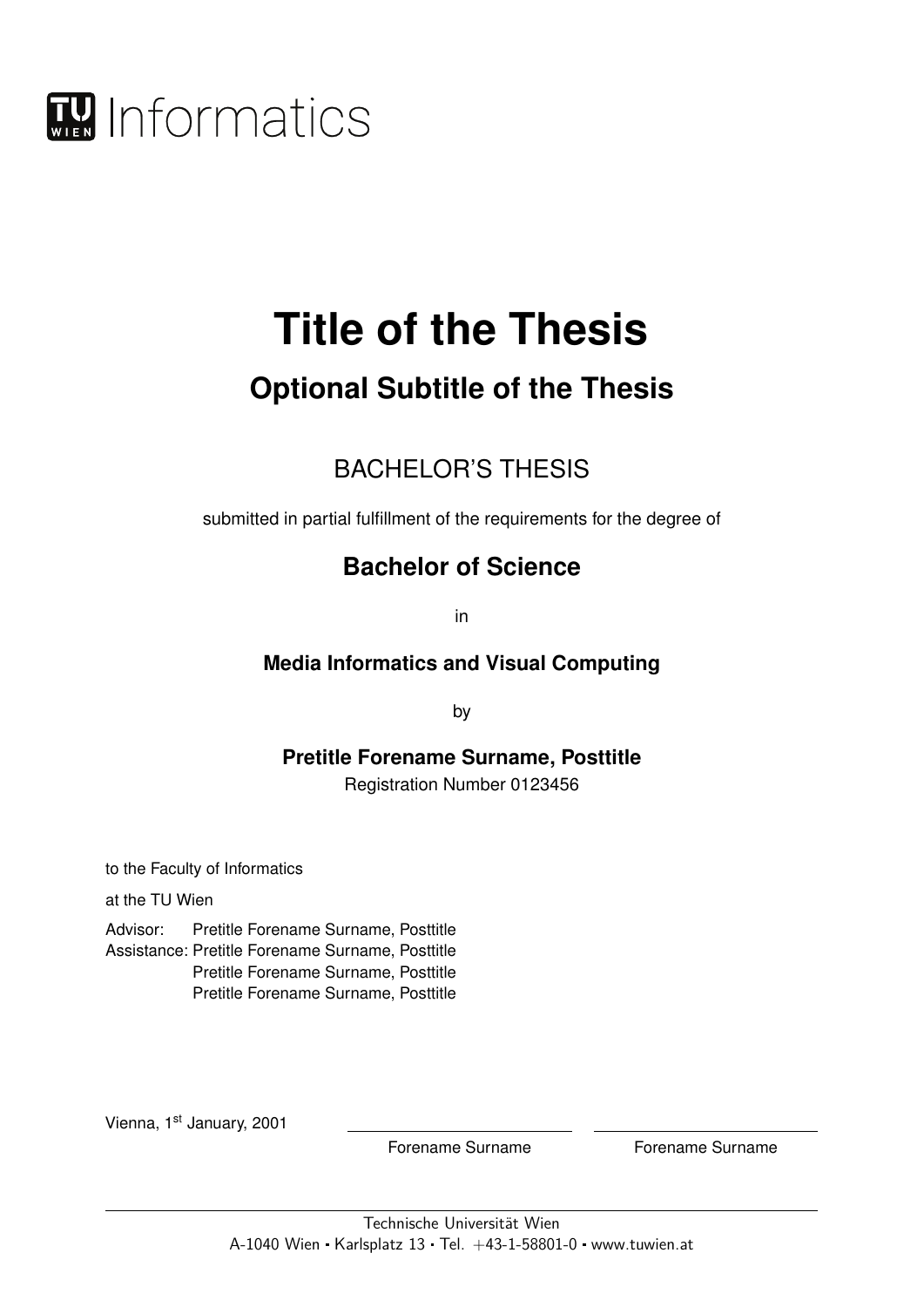TU WIEN Informatics

# Title of the Thesis

## Optional Subtitle of the Thesis

BACHELOR'S THESIS

submitted in partial fulfillment of the requirements for the degree of

**Bachelor of Science**

in

**Media Informatics and Visual Computing**

by

**Pretitle Forename Surname, Posttitle**

Registration Number 0123456

to the Faculty of Informatics

at the TU Wien

Advisor: Pretitle Forename Surname, Posttitle
Assistance: Pretitle Forename Surname, Posttitle
Pretitle Forename Surname, Posttitle
Pretitle Forename Surname, Posttitle

Vienna, 1st January, 2001

Forename Surname    Forename Surname

Technische Universität Wien
A-1040 Wien · Karlsplatz 13 · Tel. +43-1-58801-0 · www.tuwien.at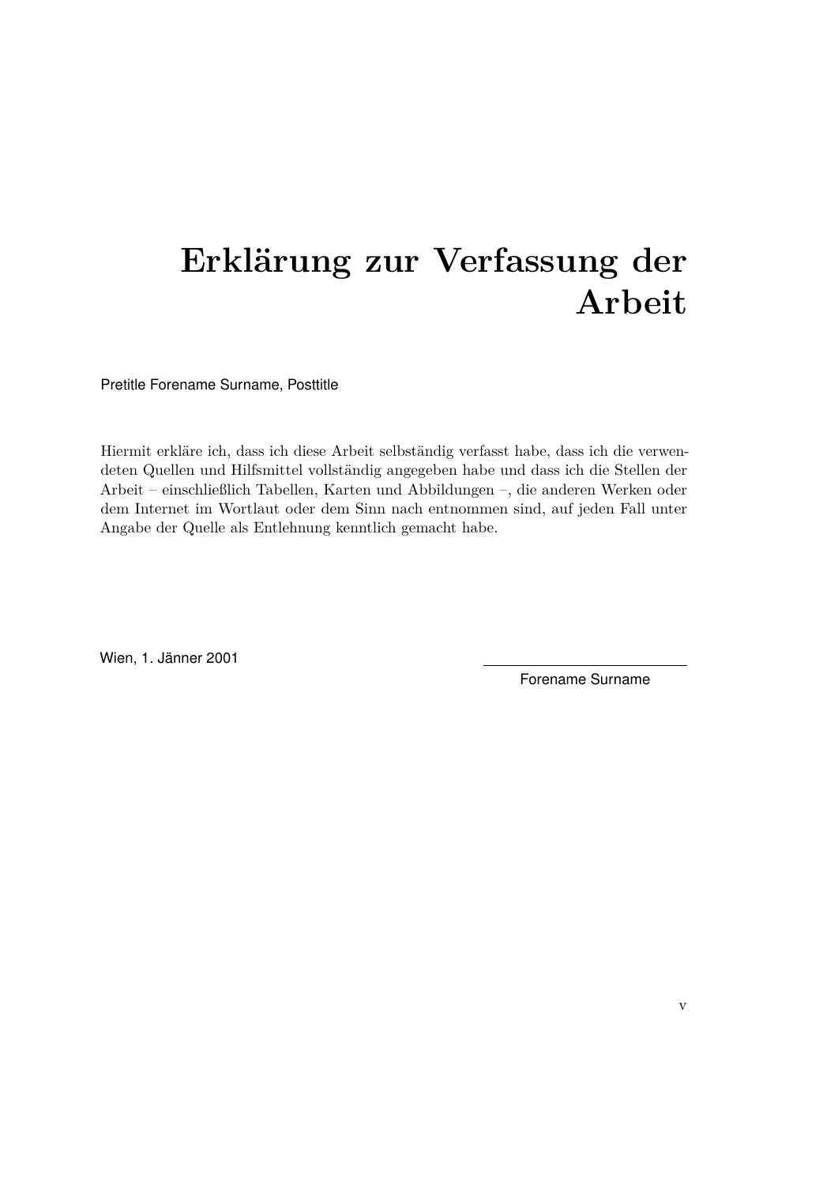# Erklärung zur Verfassung der Arbeit

Pretitle Forename Surname, Posttitle

Hiermit erkläre ich, dass ich diese Arbeit selbständig verfasst habe, dass ich die verwendeten Quellen und Hilfsmittel vollständig angegeben habe und dass ich die Stellen der Arbeit – einschließlich Tabellen, Karten und Abbildungen –, die anderen Werken oder dem Internet im Wortlaut oder dem Sinn nach entnommen sind, auf jeden Fall unter Angabe der Quelle als Entlehnung kenntlich gemacht habe.

Wien, 1. Jänner 2001

Forename Surname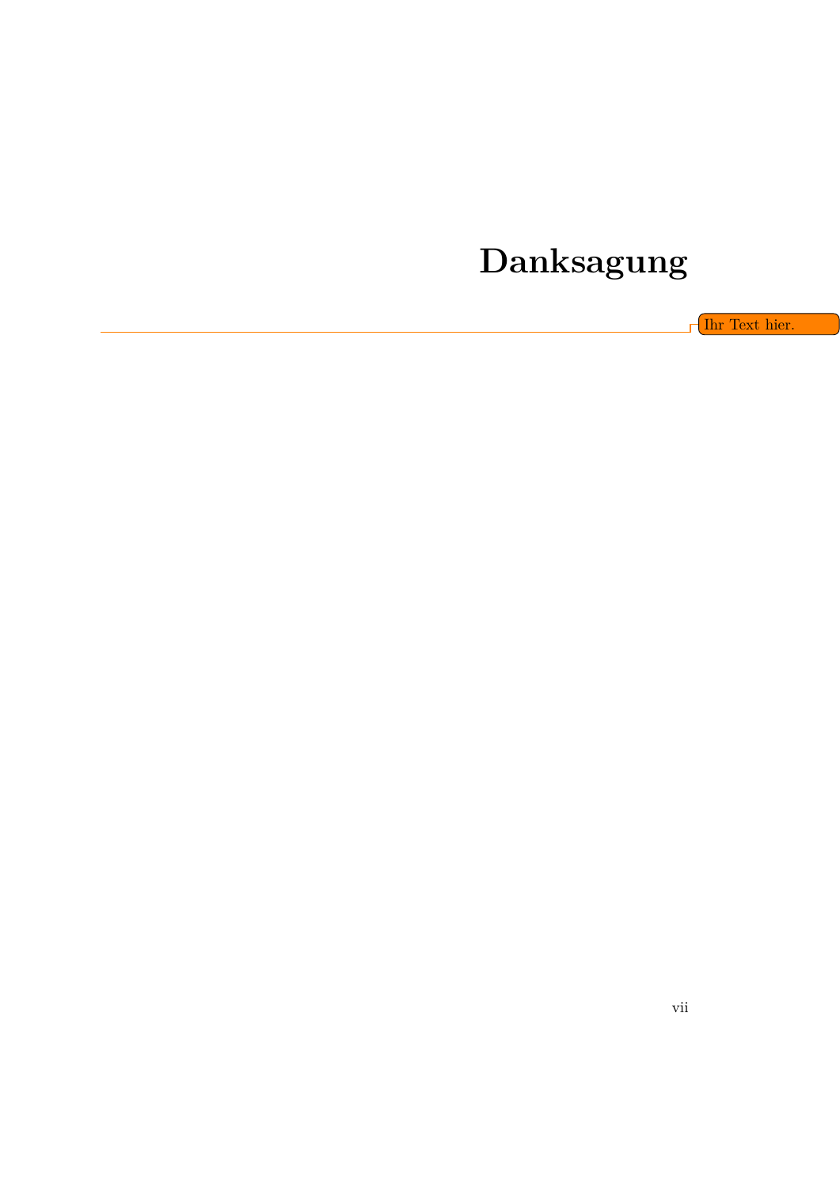# Danksagung

Ihr Text hier.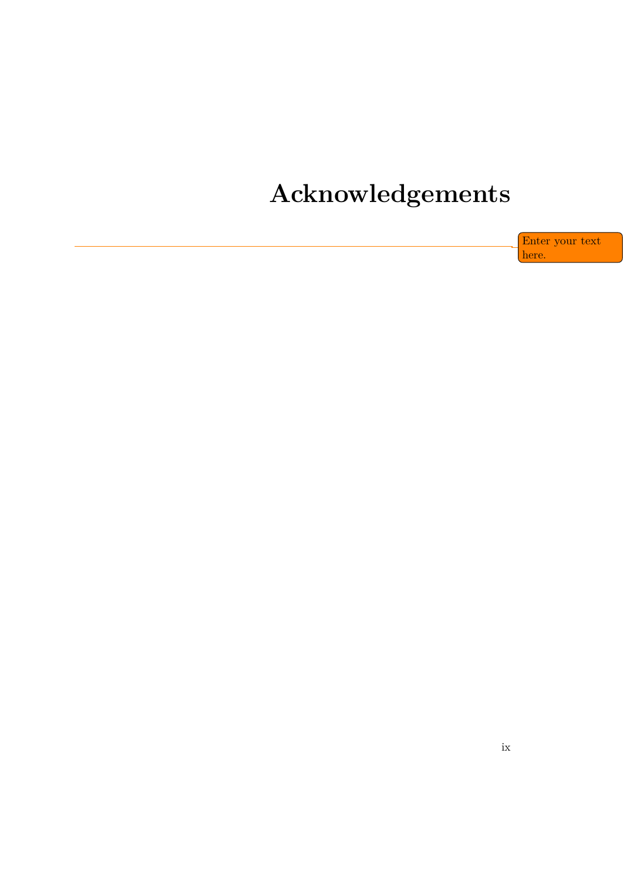# Acknowledgements

Enter your text here.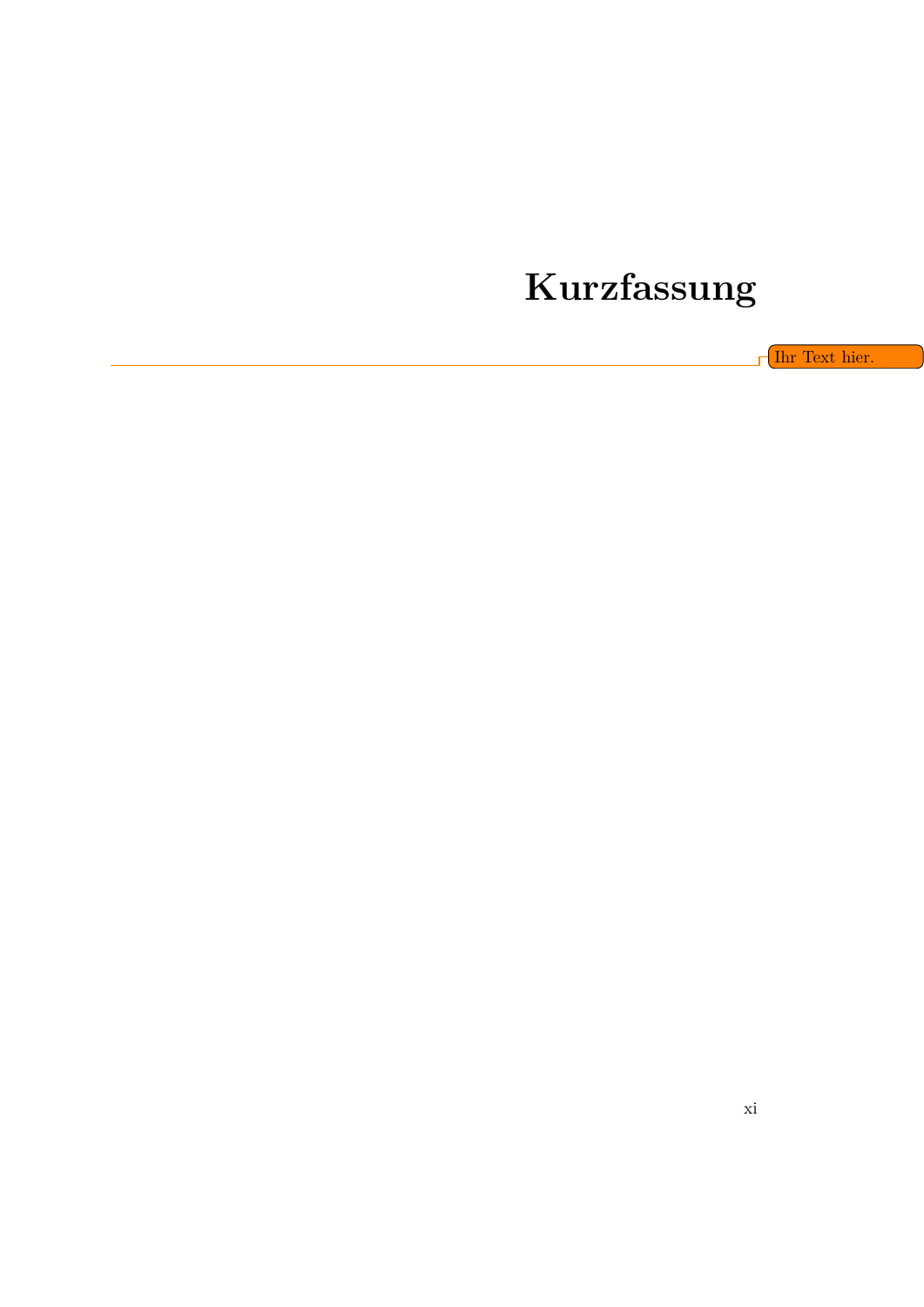# Kurzfassung

Ihr Text hier.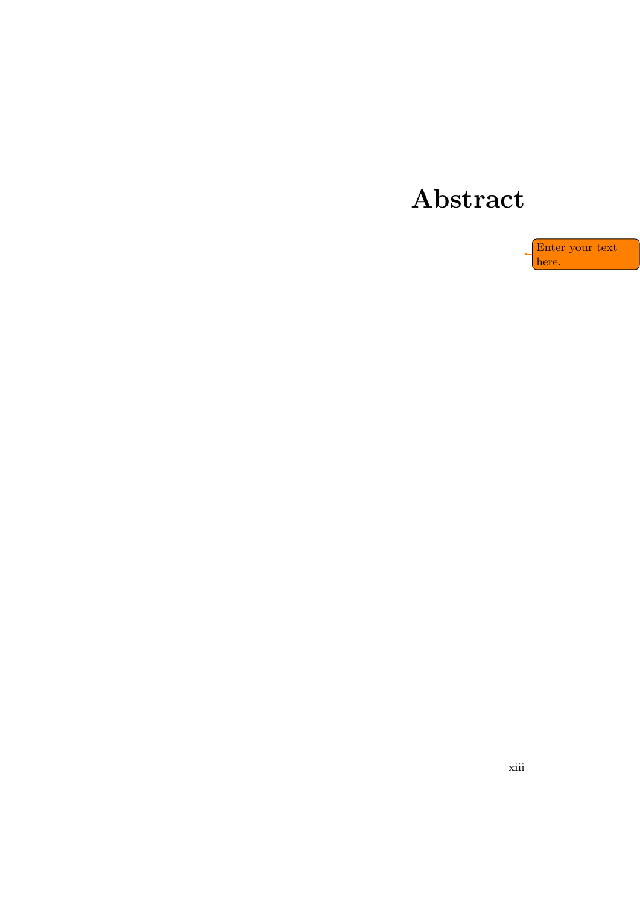# Abstract

Enter your text here.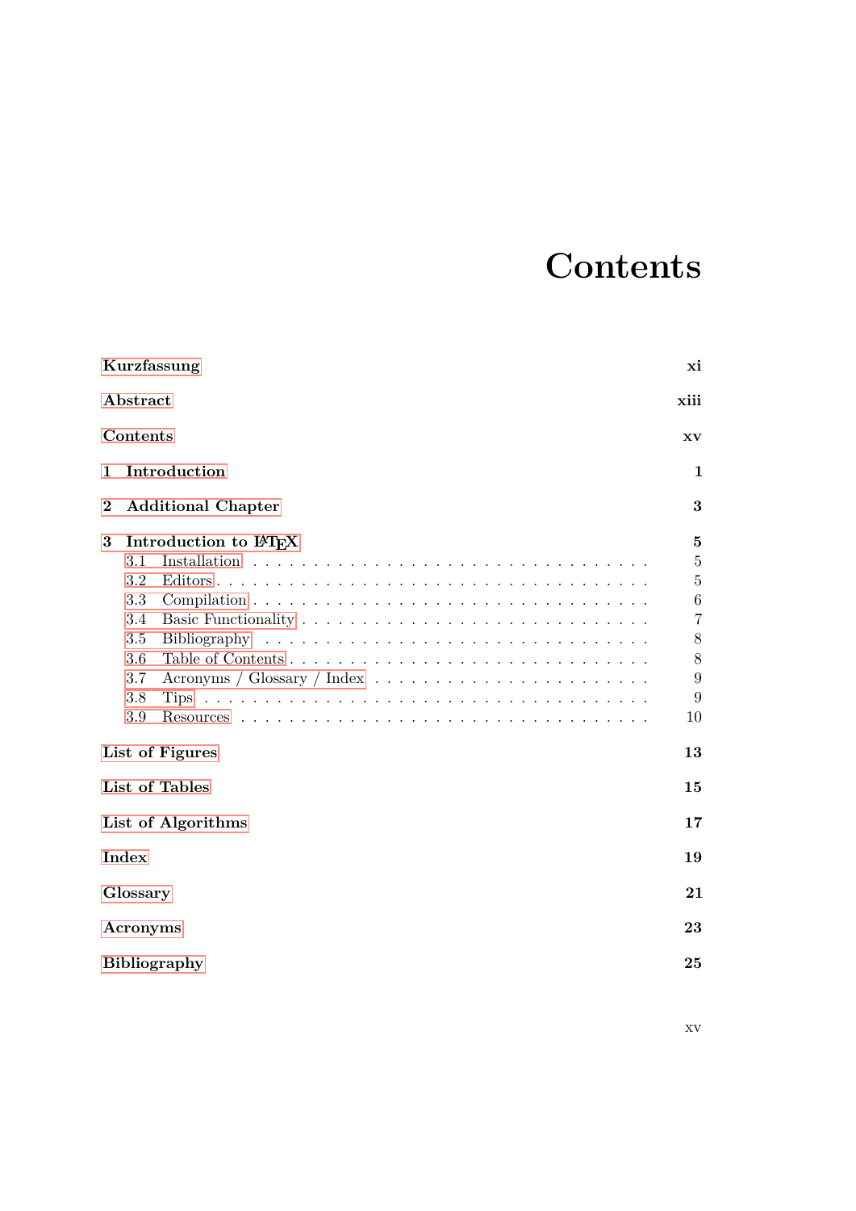# Contents

**Kurzfassung** **xi**

**Abstract** **xiii**

**Contents** **xv**

**1 Introduction** **1**

**2 Additional Chapter** **3**

**3 Introduction to LaTeX** **5**

- 3.1 Installation . . . . . 5
- 3.2 Editors . . . . . 5
- 3.3 Compilation . . . . . 6
- 3.4 Basic Functionality . . . . . 7
- 3.5 Bibliography . . . . . 8
- 3.6 Table of Contents . . . . . 8
- 3.7 Acronyms / Glossary / Index . . . . . 9
- 3.8 Tips . . . . . 9
- 3.9 Resources . . . . . 10

**List of Figures** **13**

**List of Tables** **15**

**List of Algorithms** **17**

**Index** **19**

**Glossary** **21**

**Acronyms** **23**

**Bibliography** **25**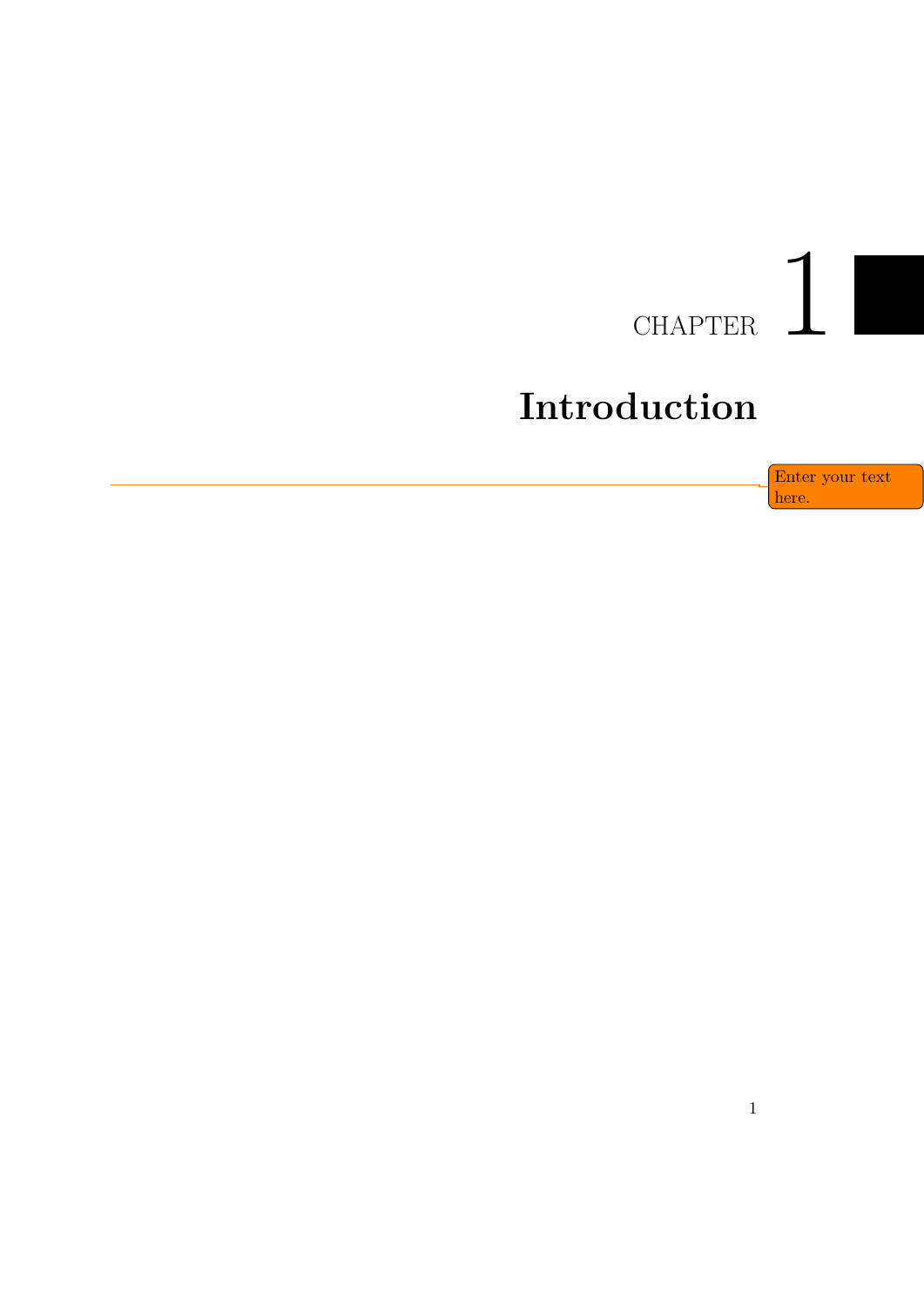# CHAPTER 1

# Introduction

Enter your text here.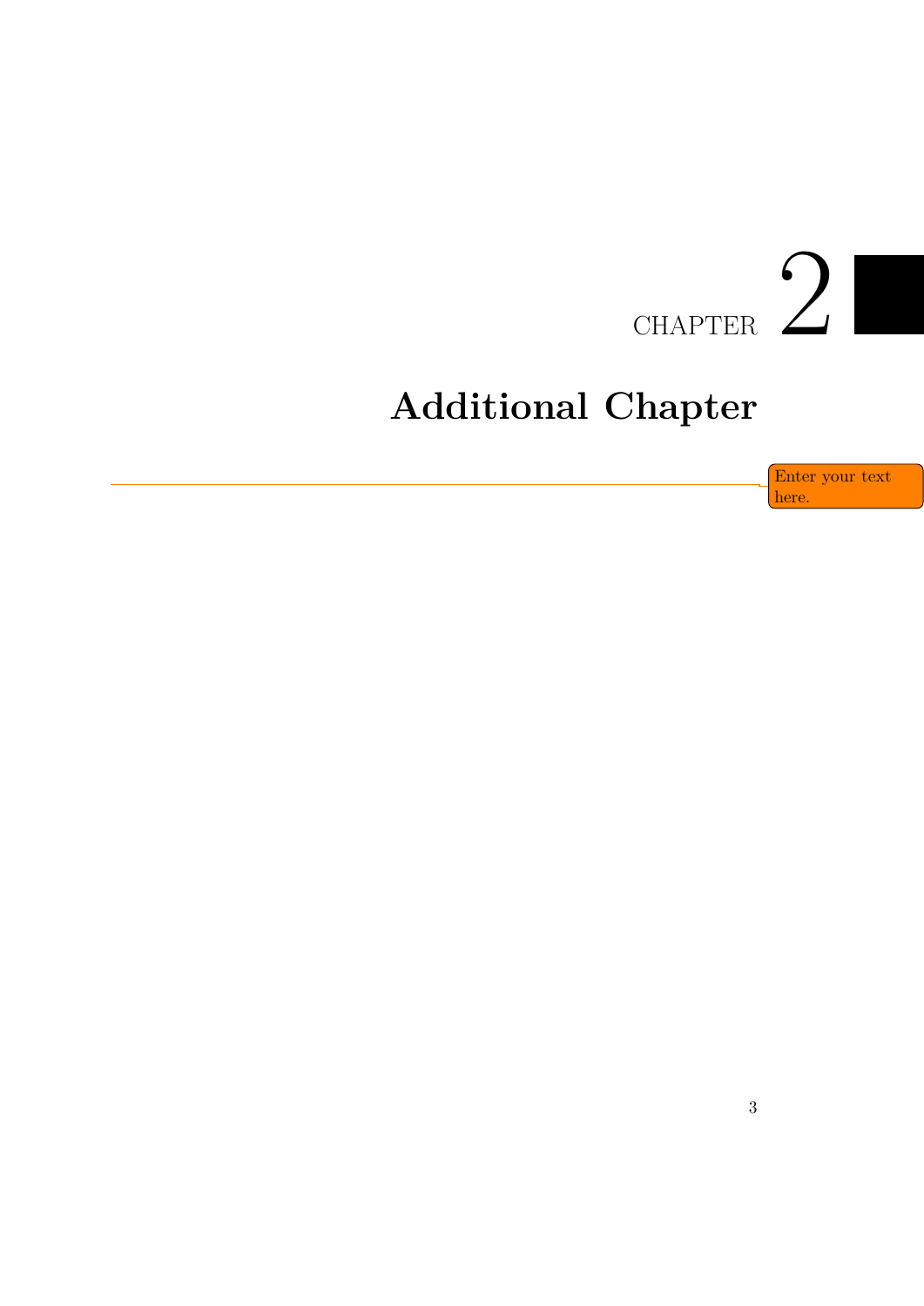# Chapter 2

# Additional Chapter

Enter your text here.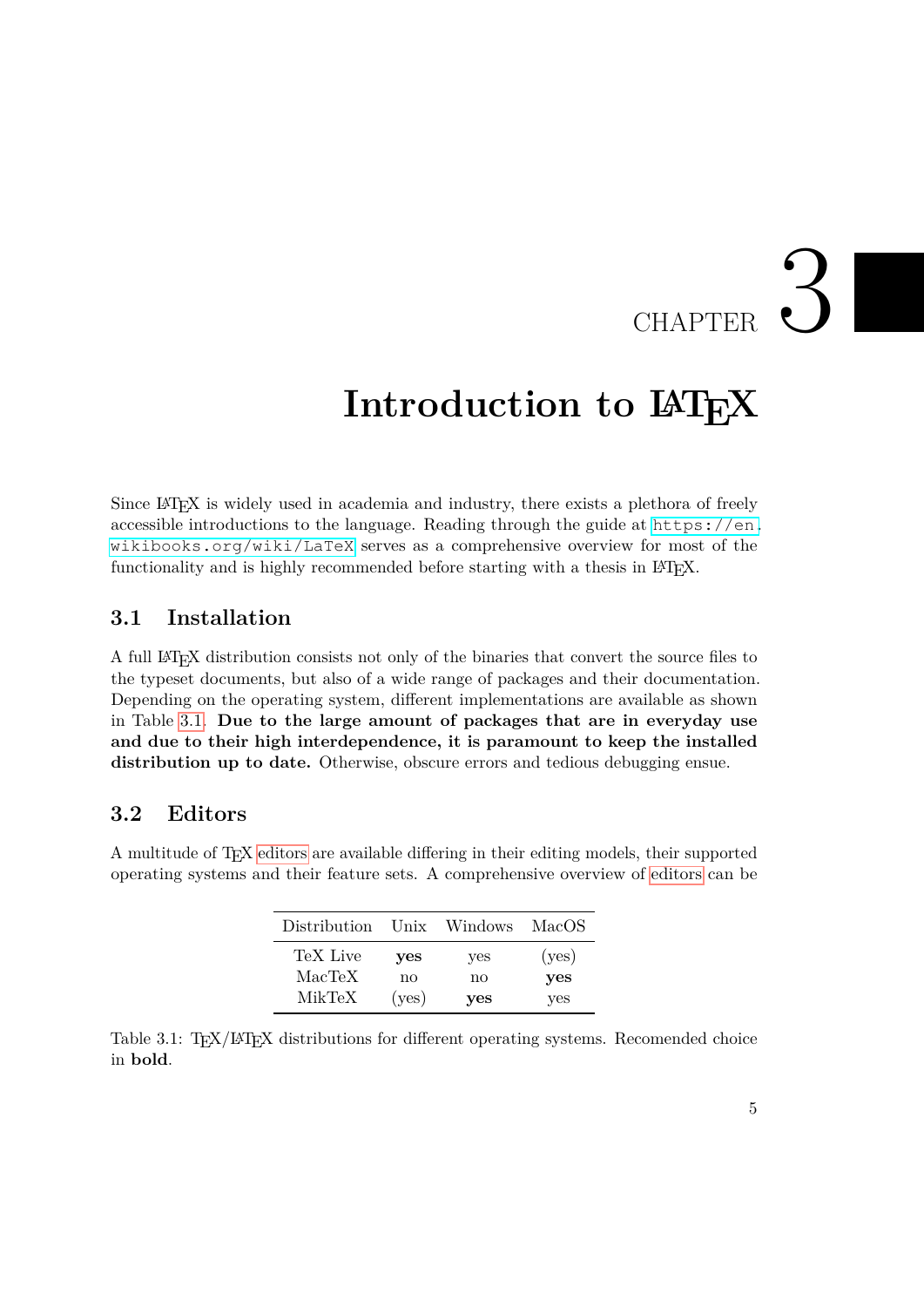# CHAPTER 3

# Introduction to LaTeX

Since LaTeX is widely used in academia and industry, there exists a plethora of freely accessible introductions to the language. Reading through the guide at https://en.wikibooks.org/wiki/LaTeX serves as a comprehensive overview for most of the functionality and is highly recommended before starting with a thesis in LaTeX.

## 3.1 Installation

A full LaTeX distribution consists not only of the binaries that convert the source files to the typeset documents, but also of a wide range of packages and their documentation. Depending on the operating system, different implementations are available as shown in Table 3.1. **Due to the large amount of packages that are in everyday use and due to their high interdependence, it is paramount to keep the installed distribution up to date.** Otherwise, obscure errors and tedious debugging ensue.

## 3.2 Editors

A multitude of TeX editors are available differing in their editing models, their supported operating systems and their feature sets. A comprehensive overview of editors can be

| Distribution | Unix | Windows | MacOS |
|---|---|---|---|
| TeX Live | **yes** | yes | (yes) |
| MacTeX | no | no | **yes** |
| MikTeX | (yes) | **yes** | yes |

Table 3.1: TeX/LaTeX distributions for different operating systems. Recomended choice in **bold**.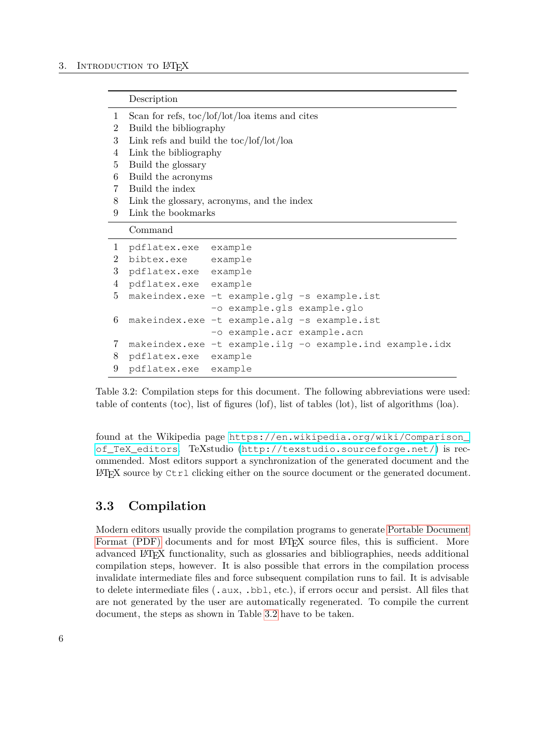|   | Description |
|---|---|
| 1 | Scan for refs, toc/lof/lot/loa items and cites |
| 2 | Build the bibliography |
| 3 | Link refs and build the toc/lof/lot/loa |
| 4 | Link the bibliography |
| 5 | Build the glossary |
| 6 | Build the acronyms |
| 7 | Build the index |
| 8 | Link the glossary, acronyms, and the index |
| 9 | Link the bookmarks |
|   | **Command** |
| 1 | `pdflatex.exe example` |
| 2 | `bibtex.exe example` |
| 3 | `pdflatex.exe example` |
| 4 | `pdflatex.exe example` |
| 5 | `makeindex.exe -t example.glg -s example.ist -o example.gls example.glo` |
| 6 | `makeindex.exe -t example.alg -s example.ist -o example.acr example.acn` |
| 7 | `makeindex.exe -t example.ilg -o example.ind example.idx` |
| 8 | `pdflatex.exe example` |
| 9 | `pdflatex.exe example` |

Table 3.2: Compilation steps for this document. The following abbreviations were used: table of contents (toc), list of figures (lof), list of tables (lot), list of algorithms (loa).

found at the Wikipedia page https://en.wikipedia.org/wiki/Comparison_of_TeX_editors. TeXstudio (http://texstudio.sourceforge.net/) is recommended. Most editors support a synchronization of the generated document and the LaTeX source by `Ctrl` clicking either on the source document or the generated document.

## 3.3 Compilation

Modern editors usually provide the compilation programs to generate Portable Document Format (PDF) documents and for most LaTeX source files, this is sufficient. More advanced LaTeX functionality, such as glossaries and bibliographies, needs additional compilation steps, however. It is also possible that errors in the compilation process invalidate intermediate files and force subsequent compilation runs to fail. It is advisable to delete intermediate files (`.aux`, `.bbl`, etc.), if errors occur and persist. All files that are not generated by the user are automatically regenerated. To compile the current document, the steps as shown in Table 3.2 have to be taken.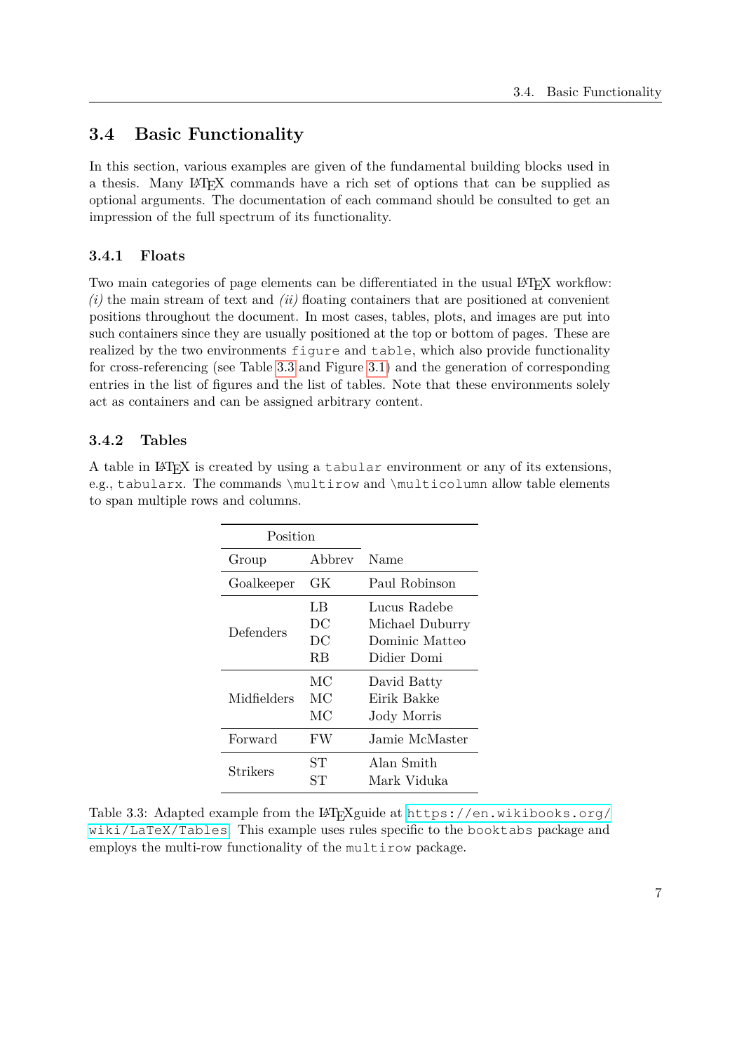## 3.4 Basic Functionality

In this section, various examples are given of the fundamental building blocks used in a thesis. Many LaTeX commands have a rich set of options that can be supplied as optional arguments. The documentation of each command should be consulted to get an impression of the full spectrum of its functionality.

### 3.4.1 Floats

Two main categories of page elements can be differentiated in the usual LaTeX workflow: *(i)* the main stream of text and *(ii)* floating containers that are positioned at convenient positions throughout the document. In most cases, tables, plots, and images are put into such containers since they are usually positioned at the top or bottom of pages. These are realized by the two environments `figure` and `table`, which also provide functionality for cross-referencing (see Table 3.3 and Figure 3.1) and the generation of corresponding entries in the list of figures and the list of tables. Note that these environments solely act as containers and can be assigned arbitrary content.

### 3.4.2 Tables

A table in LaTeX is created by using a `tabular` environment or any of its extensions, e.g., `tabularx`. The commands `\multirow` and `\multicolumn` allow table elements to span multiple rows and columns.

| Position | | |
|---|---|---|
| Group | Abbrev | Name |
| Goalkeeper | GK | Paul Robinson |
| Defenders | LB | Lucus Radebe |
| | DC | Michael Duburry |
| | DC | Dominic Matteo |
| | RB | Didier Domi |
| Midfielders | MC | David Batty |
| | MC | Eirik Bakke |
| | MC | Jody Morris |
| Forward | FW | Jamie McMaster |
| Strikers | ST | Alan Smith |
| | ST | Mark Viduka |

Table 3.3: Adapted example from the LaTeXguide at https://en.wikibooks.org/wiki/LaTeX/Tables. This example uses rules specific to the `booktabs` package and employs the multi-row functionality of the `multirow` package.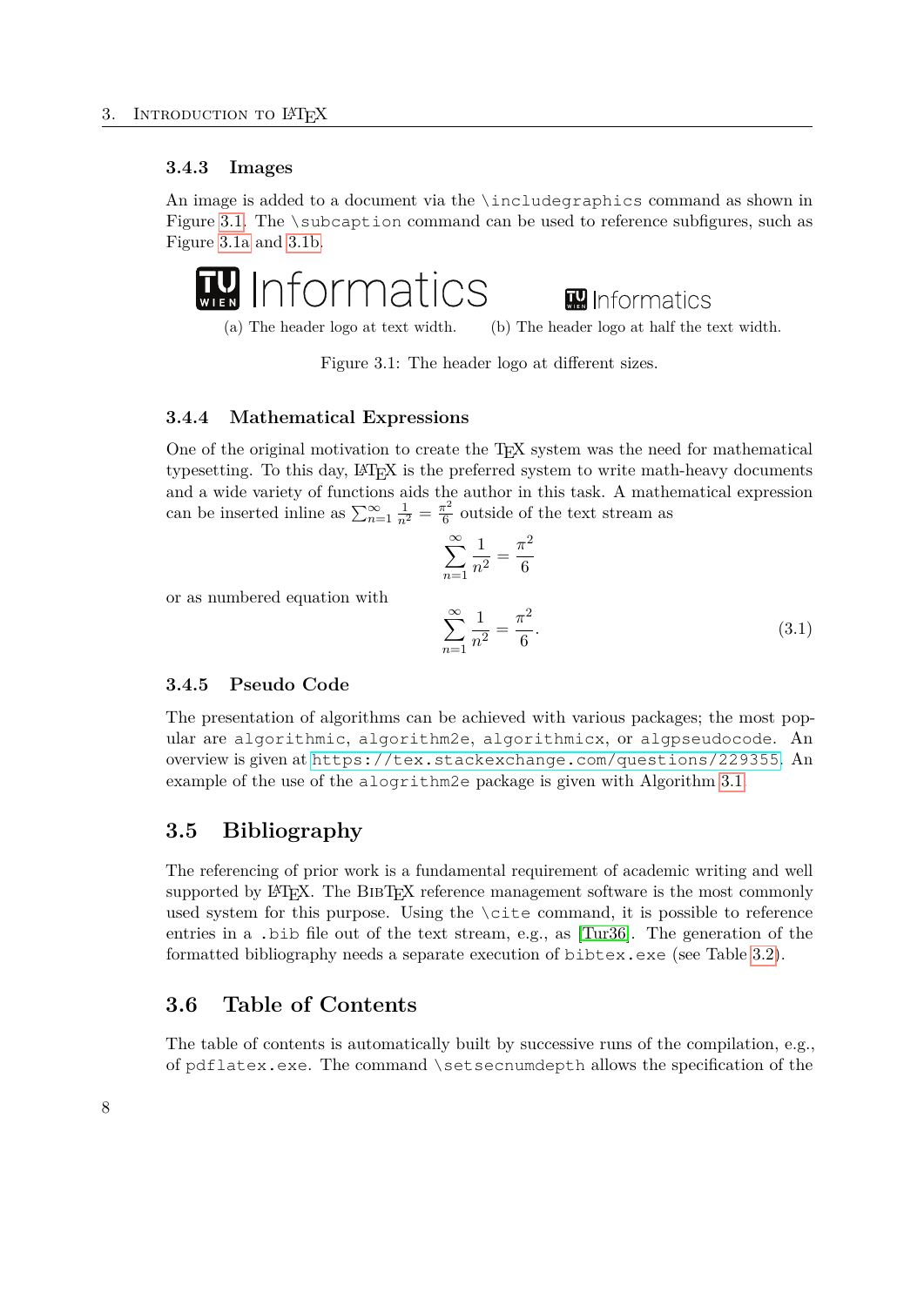### 3.4.3 Images

An image is added to a document via the \includegraphics command as shown in Figure 3.1. The \subcaption command can be used to reference subfigures, such as Figure 3.1a and 3.1b.

(a) The header logo at text width. (b) The header logo at half the text width.

Figure 3.1: The header logo at different sizes.

### 3.4.4 Mathematical Expressions

One of the original motivation to create the TEX system was the need for mathematical typesetting. To this day, LATEX is the preferred system to write math-heavy documents and a wide variety of functions aids the author in this task. A mathematical expression can be inserted inline as $\sum_{n=1}^{\infty} \frac{1}{n^2} = \frac{\pi^2}{6}$ outside of the text stream as

$$\sum_{n=1}^{\infty} \frac{1}{n^2} = \frac{\pi^2}{6}$$

or as numbered equation with

$$\sum_{n=1}^{\infty} \frac{1}{n^2} = \frac{\pi^2}{6}. \tag{3.1}$$

### 3.4.5 Pseudo Code

The presentation of algorithms can be achieved with various packages; the most popular are algorithmic, algorithm2e, algorithmicx, or algpseudocode. An overview is given at https://tex.stackexchange.com/questions/229355. An example of the use of the alogrithm2e package is given with Algorithm 3.1.

## 3.5 Bibliography

The referencing of prior work is a fundamental requirement of academic writing and well supported by LATEX. The BIBTEX reference management software is the most commonly used system for this purpose. Using the \cite command, it is possible to reference entries in a .bib file out of the text stream, e.g., as [Tur36]. The generation of the formatted bibliography needs a separate execution of bibtex.exe (see Table 3.2).

## 3.6 Table of Contents

The table of contents is automatically built by successive runs of the compilation, e.g., of pdflatex.exe. The command \setsecnumdepth allows the specification of the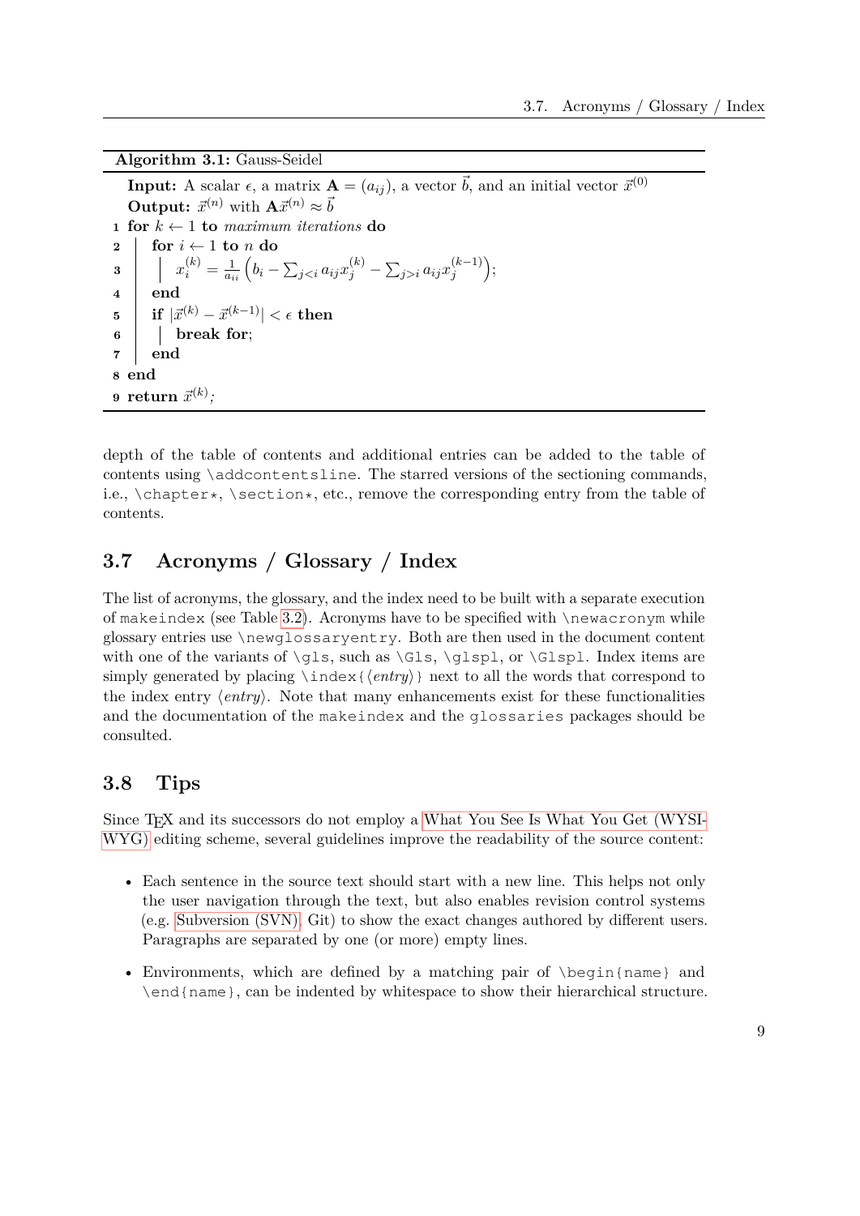**Algorithm 3.1:** Gauss-Seidel

**Input:** A scalar $\epsilon$, a matrix $\mathbf{A} = (a_{ij})$, a vector $\vec{b}$, and an initial vector $\vec{x}^{(0)}$
**Output:** $\vec{x}^{(n)}$ with $\mathbf{A}\vec{x}^{(n)} \approx \vec{b}$

```
1 for k ← 1 to maximum iterations do
2 |   for i ← 1 to n do
3 |   |   x_i^(k) = 1/a_ii ( b_i − Σ_{j<i} a_ij x_j^(k) − Σ_{j>i} a_ij x_j^(k−1) );
4 |   end
5 |   if |x^(k) − x^(k−1)| < ε then
6 |   |   break for;
7 |   end
8 end
9 return x^(k);
```

Line 3: $x_i^{(k)} = \frac{1}{a_{ii}} \left( b_i - \sum_{j<i} a_{ij} x_j^{(k)} - \sum_{j>i} a_{ij} x_j^{(k-1)} \right)$;

Line 5: **if** $|\vec{x}^{(k)} - \vec{x}^{(k-1)}| < \epsilon$ **then**

Line 9: **return** $\vec{x}^{(k)}$;

depth of the table of contents and additional entries can be added to the table of contents using `\addcontentsline`. The starred versions of the sectioning commands, i.e., `\chapter*`, `\section*`, etc., remove the corresponding entry from the table of contents.

## 3.7 Acronyms / Glossary / Index

The list of acronyms, the glossary, and the index need to be built with a separate execution of `makeindex` (see Table 3.2). Acronyms have to be specified with `\newacronym` while glossary entries use `\newglossaryentry`. Both are then used in the document content with one of the variants of `\gls`, such as `\Gls`, `\glspl`, or `\Glspl`. Index items are simply generated by placing `\index{⟨entry⟩}` next to all the words that correspond to the index entry ⟨*entry*⟩. Note that many enhancements exist for these functionalities and the documentation of the `makeindex` and the `glossaries` packages should be consulted.

## 3.8 Tips

Since TEX and its successors do not employ a What You See Is What You Get (WYSIWYG) editing scheme, several guidelines improve the readability of the source content:

- Each sentence in the source text should start with a new line. This helps not only the user navigation through the text, but also enables revision control systems (e.g. Subversion (SVN), Git) to show the exact changes authored by different users. Paragraphs are separated by one (or more) empty lines.
- Environments, which are defined by a matching pair of `\begin{name}` and `\end{name}`, can be indented by whitespace to show their hierarchical structure.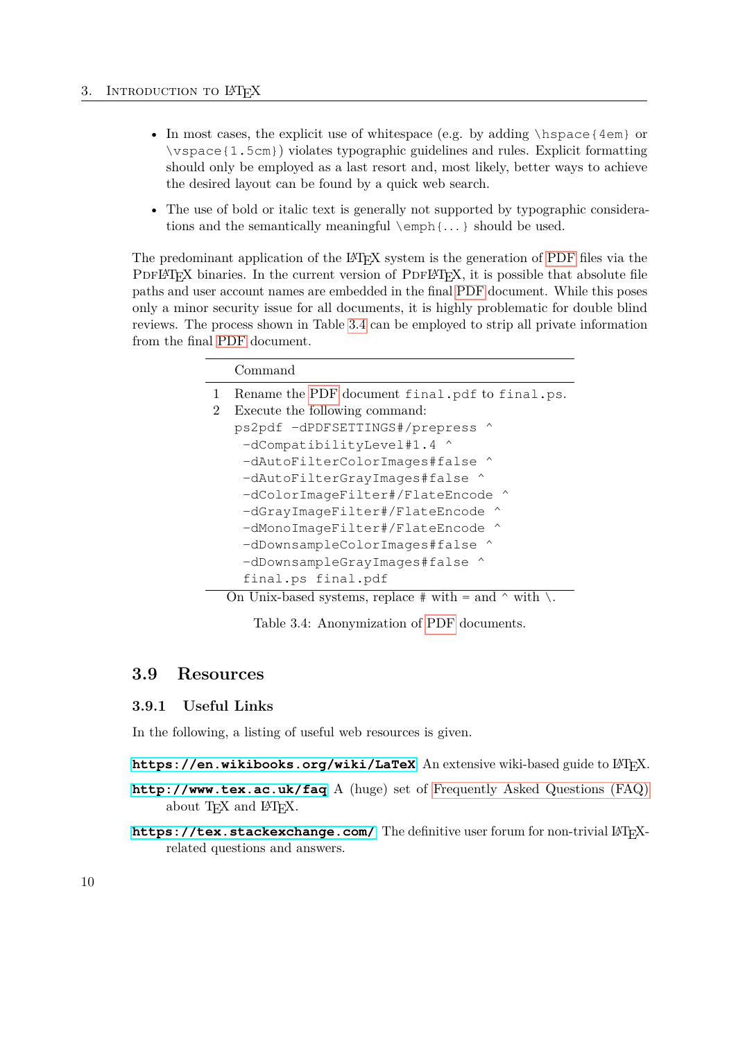- In most cases, the explicit use of whitespace (e.g. by adding `\hspace{4em}` or `\vspace{1.5cm}`) violates typographic guidelines and rules. Explicit formatting should only be employed as a last resort and, most likely, better ways to achieve the desired layout can be found by a quick web search.
- The use of bold or italic text is generally not supported by typographic considerations and the semantically meaningful `\emph{...}` should be used.

The predominant application of the LaTeX system is the generation of PDF files via the PDFLaTeX binaries. In the current version of PDFLaTeX, it is possible that absolute file paths and user account names are embedded in the final PDF document. While this poses only a minor security issue for all documents, it is highly problematic for double blind reviews. The process shown in Table 3.4 can be employed to strip all private information from the final PDF document.

| | Command |
|---|---|
| 1 | Rename the PDF document `final.pdf` to `final.ps`. |
| 2 | Execute the following command:<br>`ps2pdf -dPDFSETTINGS#/prepress ^`<br>`-dCompatibilityLevel#1.4 ^`<br>`-dAutoFilterColorImages#false ^`<br>`-dAutoFilterGrayImages#false ^`<br>`-dColorImageFilter#/FlateEncode ^`<br>`-dGrayImageFilter#/FlateEncode ^`<br>`-dMonoImageFilter#/FlateEncode ^`<br>`-dDownsampleColorImages#false ^`<br>`-dDownsampleGrayImages#false ^`<br>`final.ps final.pdf` |

On Unix-based systems, replace # with = and ^ with \.

Table 3.4: Anonymization of PDF documents.

## 3.9 Resources

### 3.9.1 Useful Links

In the following, a listing of useful web resources is given.

**https://en.wikibooks.org/wiki/LaTeX** An extensive wiki-based guide to LaTeX.

**http://www.tex.ac.uk/faq** A (huge) set of Frequently Asked Questions (FAQ) about TeX and LaTeX.

**https://tex.stackexchange.com/** The definitive user forum for non-trivial LaTeX-related questions and answers.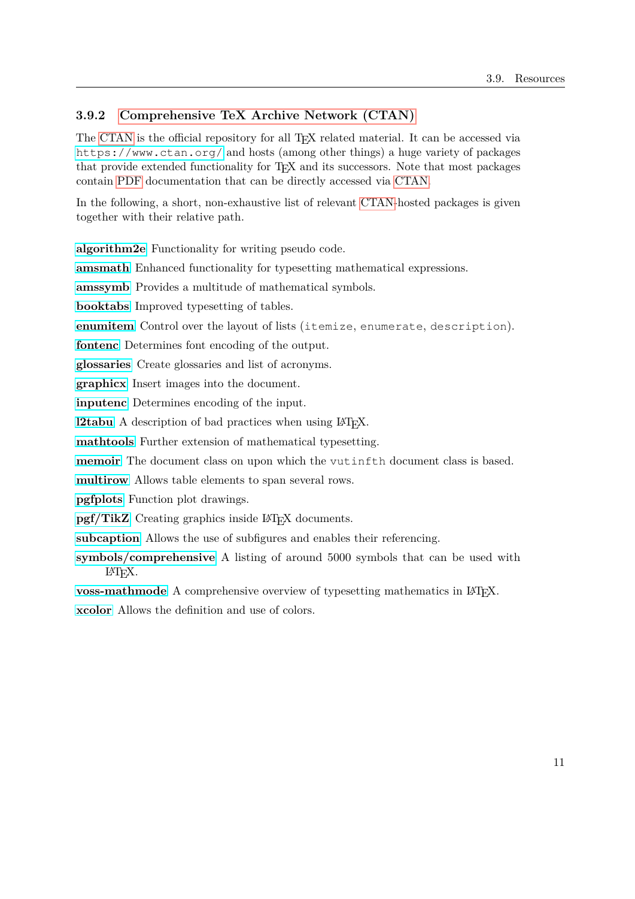### 3.9.2 Comprehensive TeX Archive Network (CTAN)

The CTAN is the official repository for all TeX related material. It can be accessed via `https://www.ctan.org/` and hosts (among other things) a huge variety of packages that provide extended functionality for TeX and its successors. Note that most packages contain PDF documentation that can be directly accessed via CTAN.

In the following, a short, non-exhaustive list of relevant CTAN-hosted packages is given together with their relative path.

**algorithm2e** Functionality for writing pseudo code.

**amsmath** Enhanced functionality for typesetting mathematical expressions.

**amssymb** Provides a multitude of mathematical symbols.

**booktabs** Improved typesetting of tables.

**enumitem** Control over the layout of lists (`itemize`, `enumerate`, `description`).

**fontenc** Determines font encoding of the output.

**glossaries** Create glossaries and list of acronyms.

**graphicx** Insert images into the document.

**inputenc** Determines encoding of the input.

**l2tabu** A description of bad practices when using LaTeX.

**mathtools** Further extension of mathematical typesetting.

**memoir** The document class on upon which the `vutinfth` document class is based.

**multirow** Allows table elements to span several rows.

**pgfplots** Function plot drawings.

**pgf/TikZ** Creating graphics inside LaTeX documents.

**subcaption** Allows the use of subfigures and enables their referencing.

**symbols/comprehensive** A listing of around 5000 symbols that can be used with LaTeX.

**voss-mathmode** A comprehensive overview of typesetting mathematics in LaTeX.

**xcolor** Allows the definition and use of colors.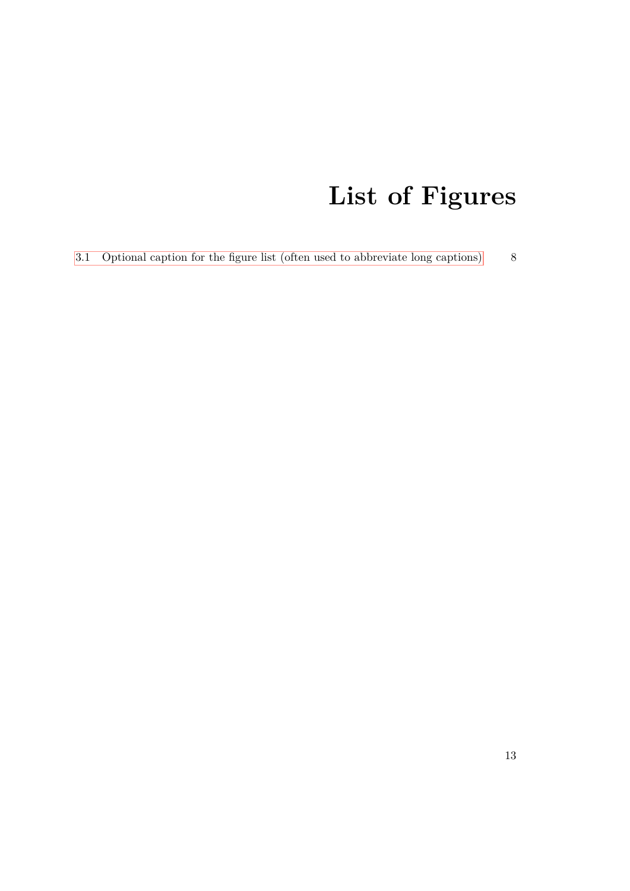# List of Figures

3.1 Optional caption for the figure list (often used to abbreviate long captions) 8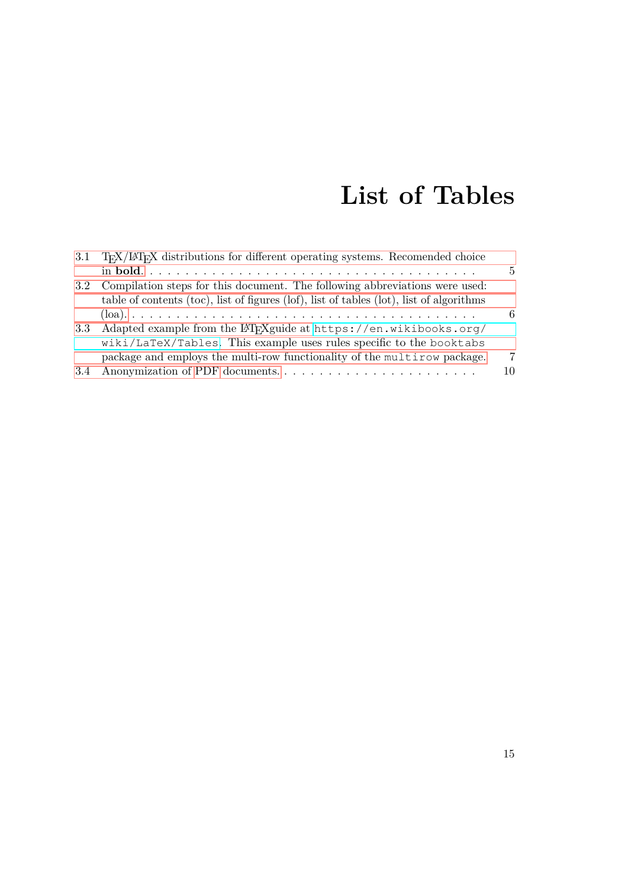# List of Tables

3.1 TEX/LATEX distributions for different operating systems. Recomended choice in **bold**. . . . . . . . . . . . . . . . . . . . . . . . . . . . . . . . . . . . . 5

3.2 Compilation steps for this document. The following abbreviations were used: table of contents (toc), list of figures (lof), list of tables (lot), list of algorithms (loa). . . . . . . . . . . . . . . . . . . . . . . . . . . . . . . . . . . . . . . . 6

3.3 Adapted example from the LATEXguide at `https://en.wikibooks.org/wiki/LaTeX/Tables`. This example uses rules specific to the `booktabs` package and employs the multi-row functionality of the `multirow` package. 7

3.4 Anonymization of PDF documents. . . . . . . . . . . . . . . . . . . . . . . 10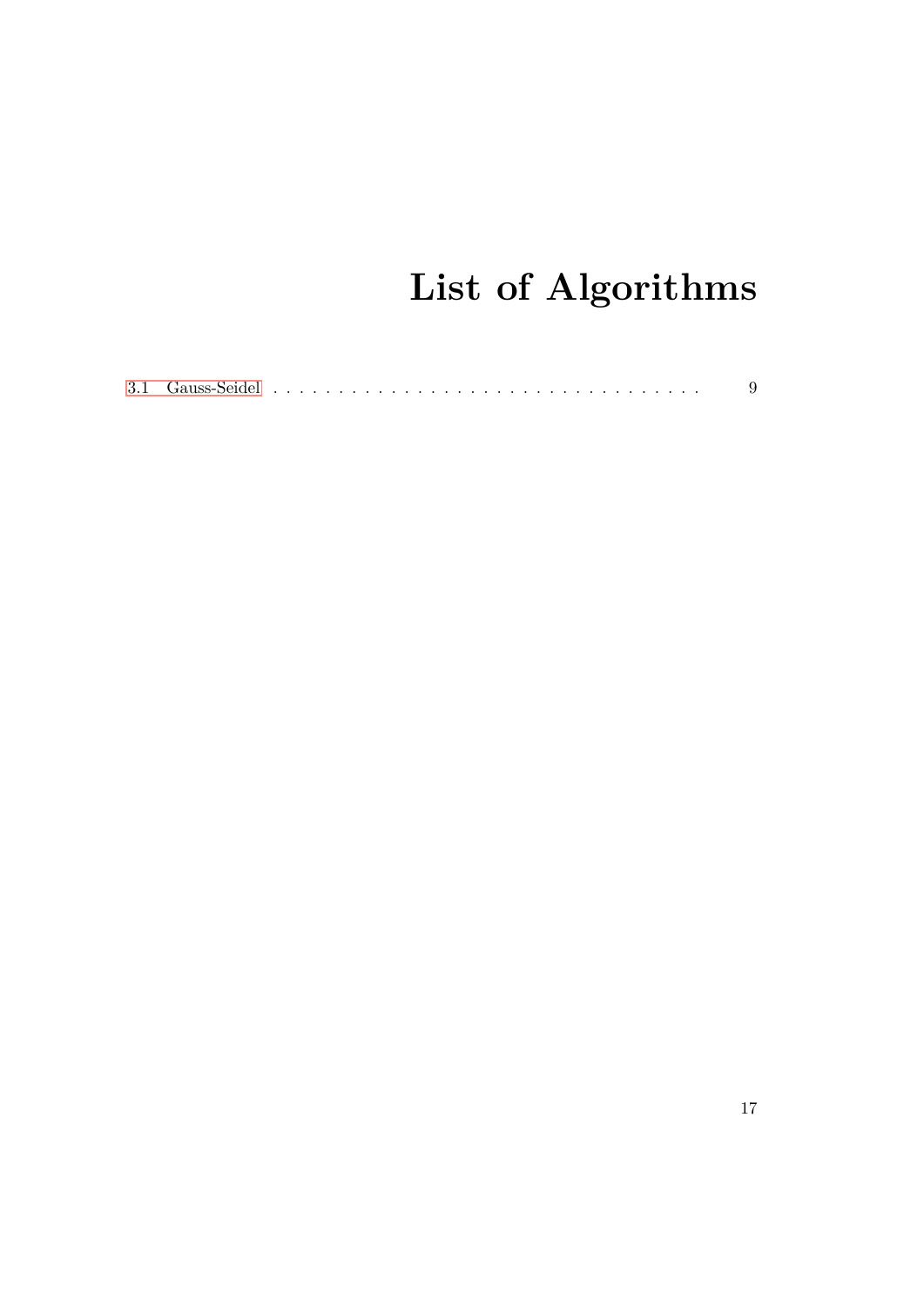# List of Algorithms

3.1 Gauss-Seidel . . . . . . . . . . . . . . . . . . . . . . . . . . . . . . . . . . 9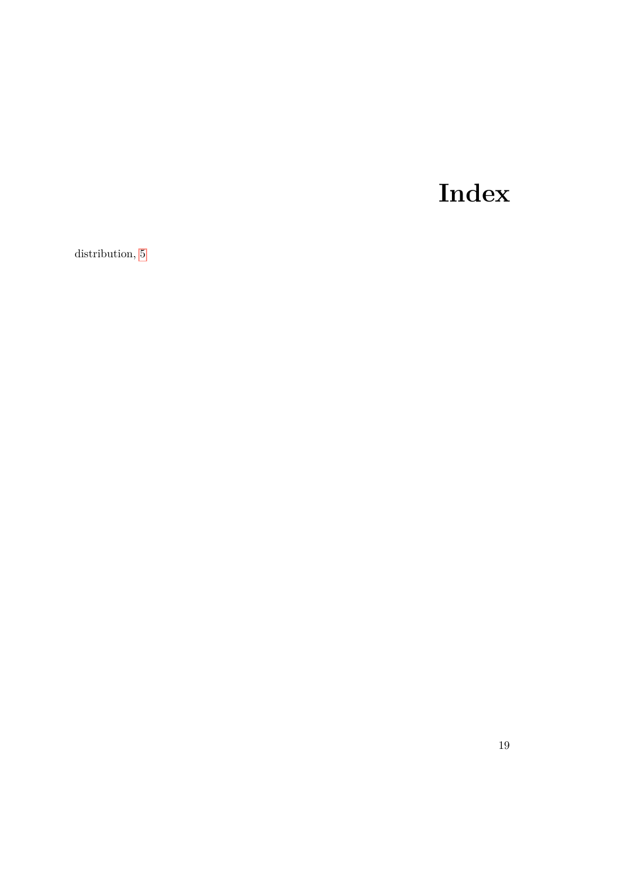# Index

distribution, 5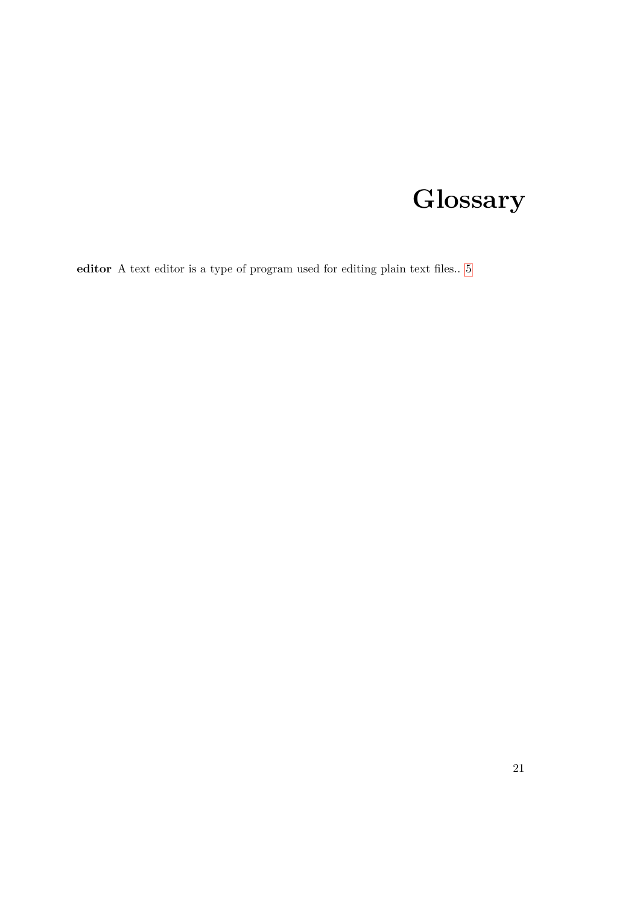# Glossary

**editor** A text editor is a type of program used for editing plain text files.. 5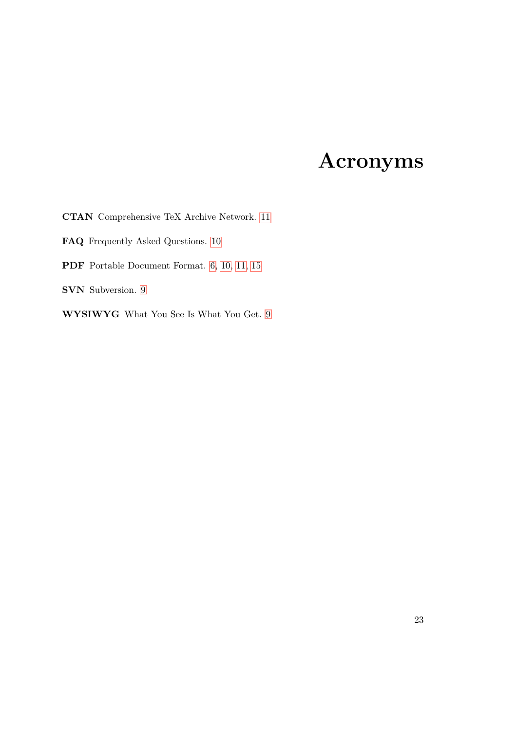# Acronyms

**CTAN** Comprehensive TeX Archive Network. 11

**FAQ** Frequently Asked Questions. 10

**PDF** Portable Document Format. 6, 10, 11, 15

**SVN** Subversion. 9

**WYSIWYG** What You See Is What You Get. 9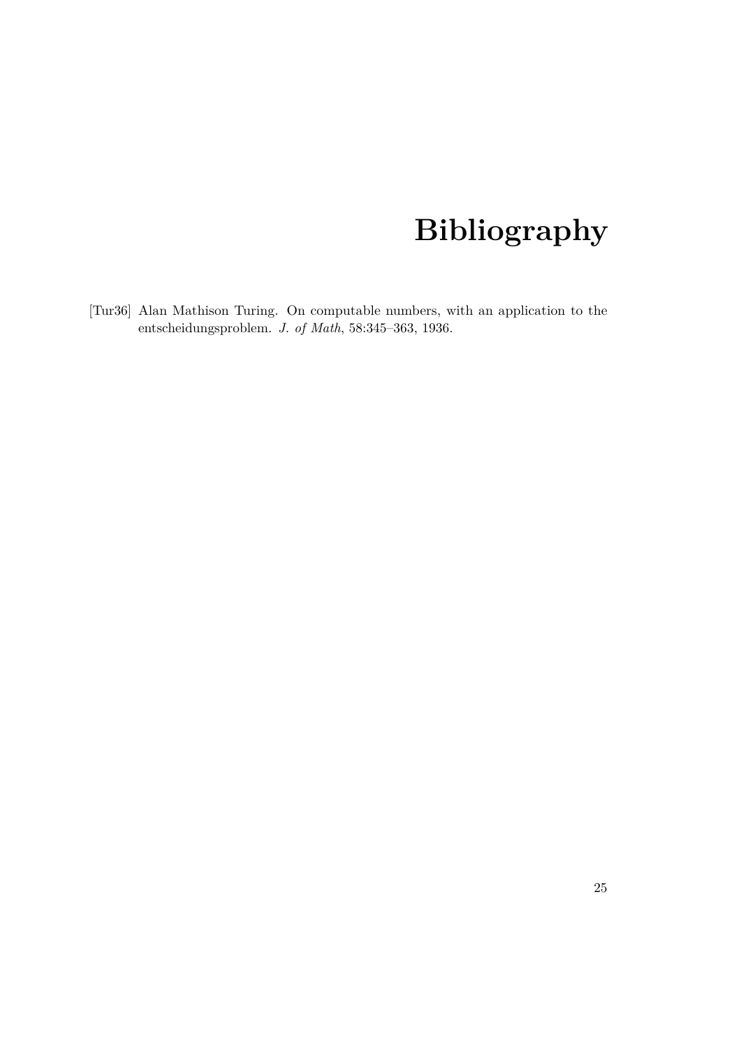# Bibliography

[Tur36] Alan Mathison Turing. On computable numbers, with an application to the entscheidungsproblem. *J. of Math*, 58:345–363, 1936.